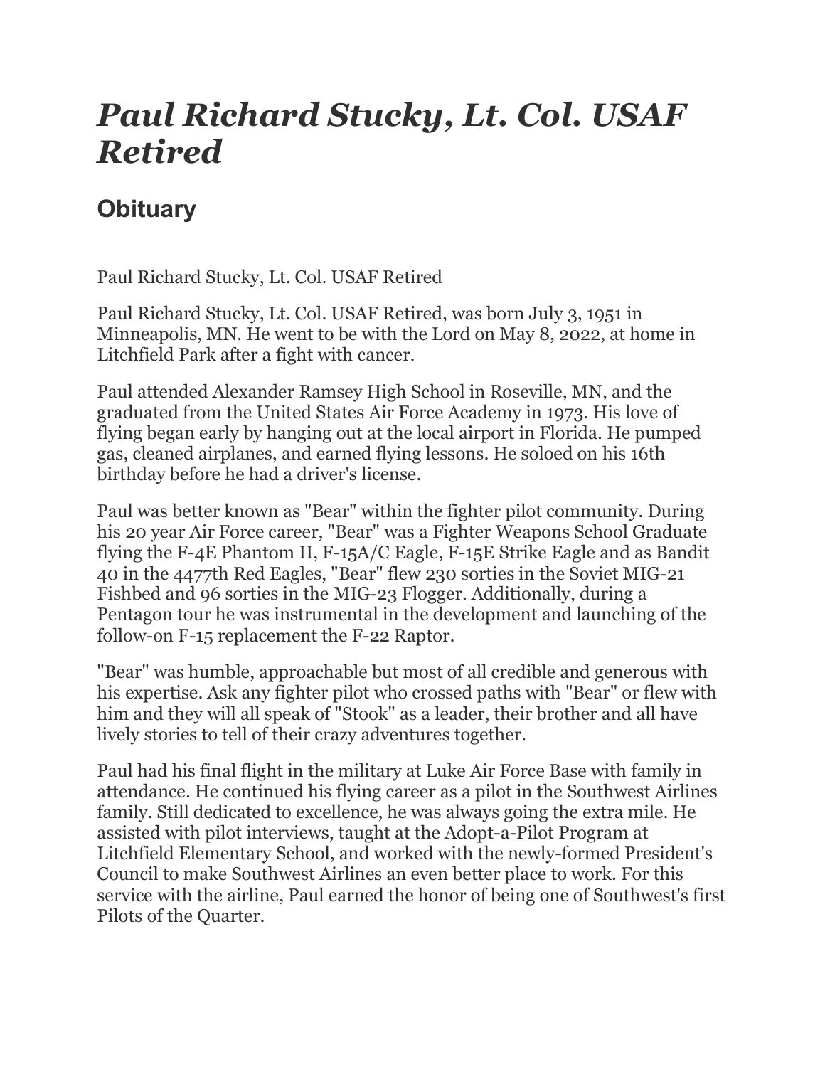# *Paul Richard Stucky, Lt. Col. USAF Retired*

## Obituary

Paul Richard Stucky, Lt. Col. USAF Retired

Paul Richard Stucky, Lt. Col. USAF Retired, was born July 3, 1951 in Minneapolis, MN. He went to be with the Lord on May 8, 2022, at home in Litchfield Park after a fight with cancer.

Paul attended Alexander Ramsey High School in Roseville, MN, and the graduated from the United States Air Force Academy in 1973. His love of flying began early by hanging out at the local airport in Florida. He pumped gas, cleaned airplanes, and earned flying lessons. He soloed on his 16th birthday before he had a driver's license.

Paul was better known as "Bear" within the fighter pilot community. During his 20 year Air Force career, "Bear" was a Fighter Weapons School Graduate flying the F-4E Phantom II, F-15A/C Eagle, F-15E Strike Eagle and as Bandit 40 in the 4477th Red Eagles, "Bear" flew 230 sorties in the Soviet MIG-21 Fishbed and 96 sorties in the MIG-23 Flogger. Additionally, during a Pentagon tour he was instrumental in the development and launching of the follow-on F-15 replacement the F-22 Raptor.

"Bear" was humble, approachable but most of all credible and generous with his expertise. Ask any fighter pilot who crossed paths with "Bear" or flew with him and they will all speak of "Stook" as a leader, their brother and all have lively stories to tell of their crazy adventures together.

Paul had his final flight in the military at Luke Air Force Base with family in attendance. He continued his flying career as a pilot in the Southwest Airlines family. Still dedicated to excellence, he was always going the extra mile. He assisted with pilot interviews, taught at the Adopt-a-Pilot Program at Litchfield Elementary School, and worked with the newly-formed President's Council to make Southwest Airlines an even better place to work. For this service with the airline, Paul earned the honor of being one of Southwest's first Pilots of the Quarter.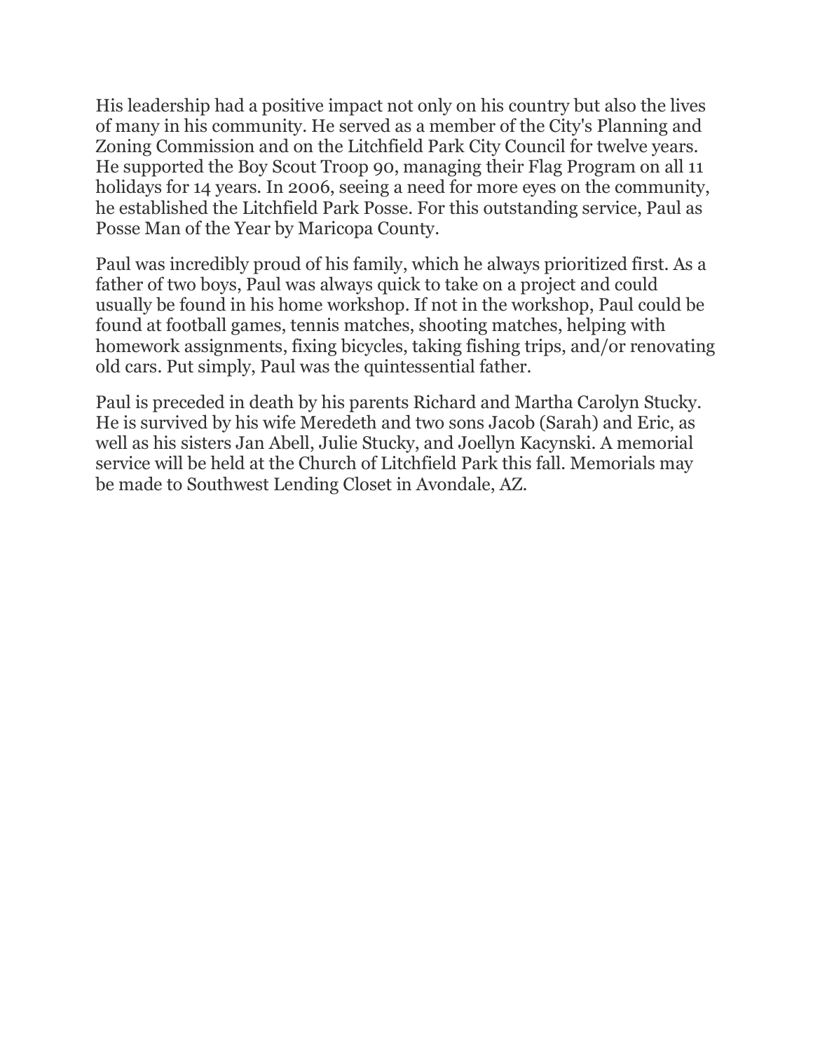His leadership had a positive impact not only on his country but also the lives of many in his community. He served as a member of the City's Planning and Zoning Commission and on the Litchfield Park City Council for twelve years. He supported the Boy Scout Troop 90, managing their Flag Program on all 11 holidays for 14 years. In 2006, seeing a need for more eyes on the community, he established the Litchfield Park Posse. For this outstanding service, Paul as Posse Man of the Year by Maricopa County.

Paul was incredibly proud of his family, which he always prioritized first. As a father of two boys, Paul was always quick to take on a project and could usually be found in his home workshop. If not in the workshop, Paul could be found at football games, tennis matches, shooting matches, helping with homework assignments, fixing bicycles, taking fishing trips, and/or renovating old cars. Put simply, Paul was the quintessential father.

Paul is preceded in death by his parents Richard and Martha Carolyn Stucky. He is survived by his wife Meredeth and two sons Jacob (Sarah) and Eric, as well as his sisters Jan Abell, Julie Stucky, and Joellyn Kacynski. A memorial service will be held at the Church of Litchfield Park this fall. Memorials may be made to Southwest Lending Closet in Avondale, AZ.